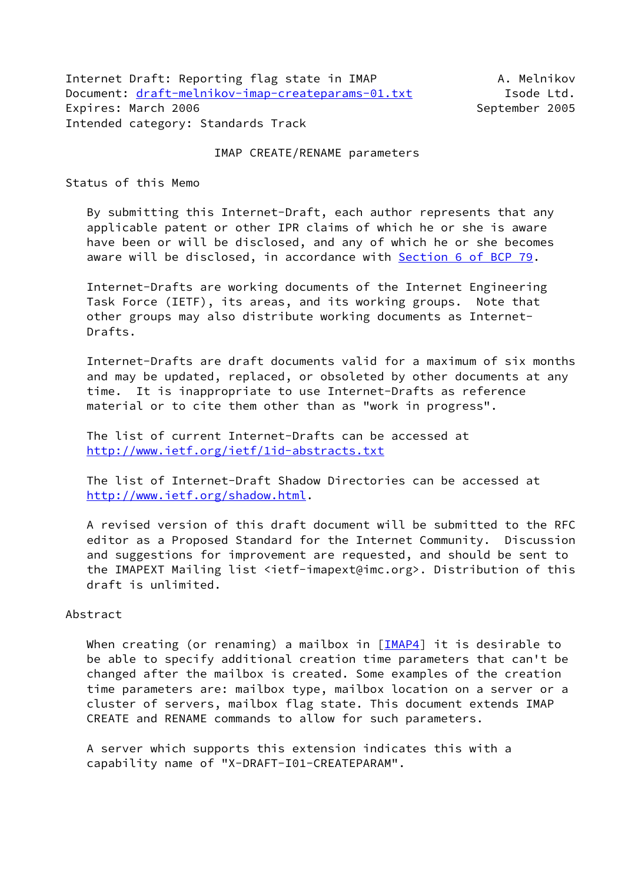Internet Draft: Reporting flag state in IMAP A. Melnikov
Document: draft-melnikov-imap-createparams-01.txt Isode Ltd.
Expires: March 2006 September 2005
Intended category: Standards Track

# IMAP CREATE/RENAME parameters

## Status of this Memo

By submitting this Internet-Draft, each author represents that any applicable patent or other IPR claims of which he or she is aware have been or will be disclosed, and any of which he or she becomes aware will be disclosed, in accordance with Section 6 of BCP 79.

Internet-Drafts are working documents of the Internet Engineering Task Force (IETF), its areas, and its working groups. Note that other groups may also distribute working documents as Internet-Drafts.

Internet-Drafts are draft documents valid for a maximum of six months and may be updated, replaced, or obsoleted by other documents at any time. It is inappropriate to use Internet-Drafts as reference material or to cite them other than as "work in progress".

The list of current Internet-Drafts can be accessed at http://www.ietf.org/ietf/1id-abstracts.txt

The list of Internet-Draft Shadow Directories can be accessed at http://www.ietf.org/shadow.html.

A revised version of this draft document will be submitted to the RFC editor as a Proposed Standard for the Internet Community. Discussion and suggestions for improvement are requested, and should be sent to the IMAPEXT Mailing list <ietf-imapext@imc.org>. Distribution of this draft is unlimited.

## Abstract

When creating (or renaming) a mailbox in [IMAP4] it is desirable to be able to specify additional creation time parameters that can't be changed after the mailbox is created. Some examples of the creation time parameters are: mailbox type, mailbox location on a server or a cluster of servers, mailbox flag state. This document extends IMAP CREATE and RENAME commands to allow for such parameters.

A server which supports this extension indicates this with a capability name of "X-DRAFT-I01-CREATEPARAM".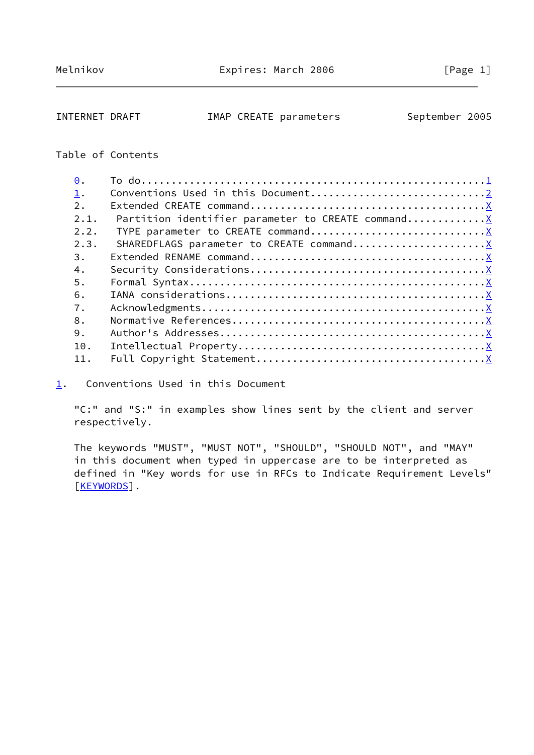Table of Contents

```
0.    To do....................................................1
1.    Conventions Used in this Document........................2
2.    Extended CREATE command..................................X
2.1.   Partition identifier parameter to CREATE command........X
2.2.   TYPE parameter to CREATE command........................X
2.3.   SHAREDFLAGS parameter to CREATE command.................X
3.    Extended RENAME command..................................X
4.    Security Considerations..................................X
5.    Formal Syntax............................................X
6.    IANA considerations......................................X
7.    Acknowledgments..........................................X
8.    Normative References.....................................X
9.    Author's Addresses.......................................X
10.   Intellectual Property....................................X
11.   Full Copyright Statement.................................X
```

## 1. Conventions Used in this Document

"C:" and "S:" in examples show lines sent by the client and server respectively.

The keywords "MUST", "MUST NOT", "SHOULD", "SHOULD NOT", and "MAY" in this document when typed in uppercase are to be interpreted as defined in "Key words for use in RFCs to Indicate Requirement Levels" [KEYWORDS].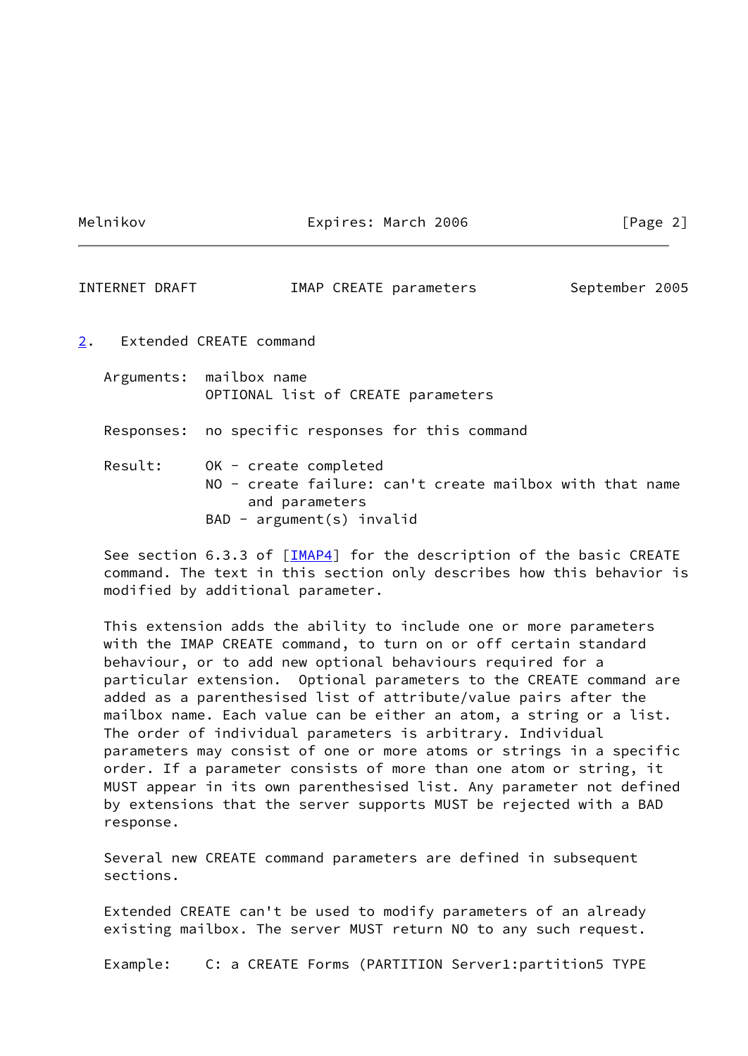## 2. Extended CREATE command

```
   Arguments:  mailbox name
               OPTIONAL list of CREATE parameters

   Responses:  no specific responses for this command

   Result:     OK - create completed
               NO - create failure: can't create mailbox with that name
                    and parameters
               BAD - argument(s) invalid
```

See section 6.3.3 of [IMAP4] for the description of the basic CREATE command. The text in this section only describes how this behavior is modified by additional parameter.

This extension adds the ability to include one or more parameters with the IMAP CREATE command, to turn on or off certain standard behaviour, or to add new optional behaviours required for a particular extension. Optional parameters to the CREATE command are added as a parenthesised list of attribute/value pairs after the mailbox name. Each value can be either an atom, a string or a list. The order of individual parameters is arbitrary. Individual parameters may consist of one or more atoms or strings in a specific order. If a parameter consists of more than one atom or string, it MUST appear in its own parenthesised list. Any parameter not defined by extensions that the server supports MUST be rejected with a BAD response.

Several new CREATE command parameters are defined in subsequent sections.

Extended CREATE can't be used to modify parameters of an already existing mailbox. The server MUST return NO to any such request.

```
   Example:    C: a CREATE Forms (PARTITION Server1:partition5 TYPE
```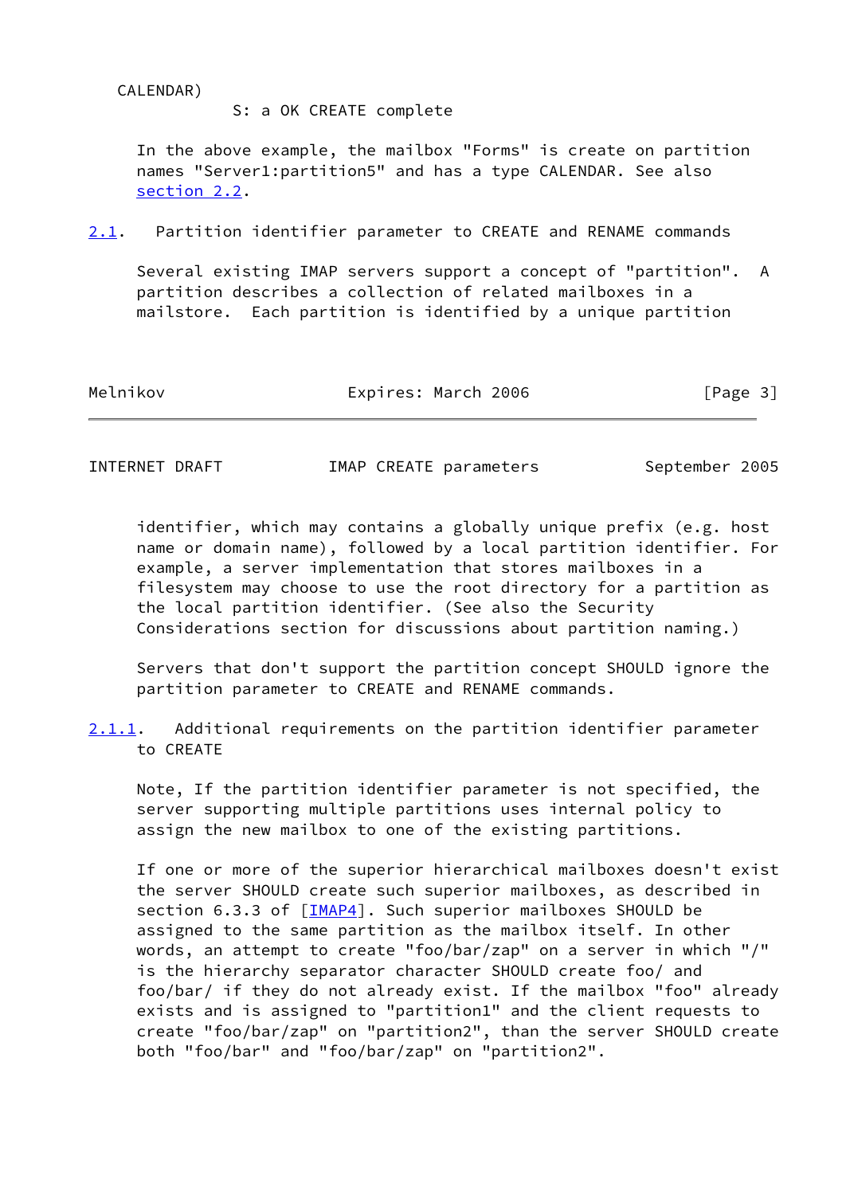```
   CALENDAR)
            S: a OK CREATE complete
```

In the above example, the mailbox "Forms" is create on partition names "Server1:partition5" and has a type CALENDAR. See also section 2.2.

## 2.1. Partition identifier parameter to CREATE and RENAME commands

Several existing IMAP servers support a concept of "partition". A partition describes a collection of related mailboxes in a mailstore. Each partition is identified by a unique partition identifier, which may contains a globally unique prefix (e.g. host name or domain name), followed by a local partition identifier. For example, a server implementation that stores mailboxes in a filesystem may choose to use the root directory for a partition as the local partition identifier. (See also the Security Considerations section for discussions about partition naming.)

Servers that don't support the partition concept SHOULD ignore the partition parameter to CREATE and RENAME commands.

### 2.1.1. Additional requirements on the partition identifier parameter to CREATE

Note, If the partition identifier parameter is not specified, the server supporting multiple partitions uses internal policy to assign the new mailbox to one of the existing partitions.

If one or more of the superior hierarchical mailboxes doesn't exist the server SHOULD create such superior mailboxes, as described in section 6.3.3 of [IMAP4]. Such superior mailboxes SHOULD be assigned to the same partition as the mailbox itself. In other words, an attempt to create "foo/bar/zap" on a server in which "/" is the hierarchy separator character SHOULD create foo/ and foo/bar/ if they do not already exist. If the mailbox "foo" already exists and is assigned to "partition1" and the client requests to create "foo/bar/zap" on "partition2", than the server SHOULD create both "foo/bar" and "foo/bar/zap" on "partition2".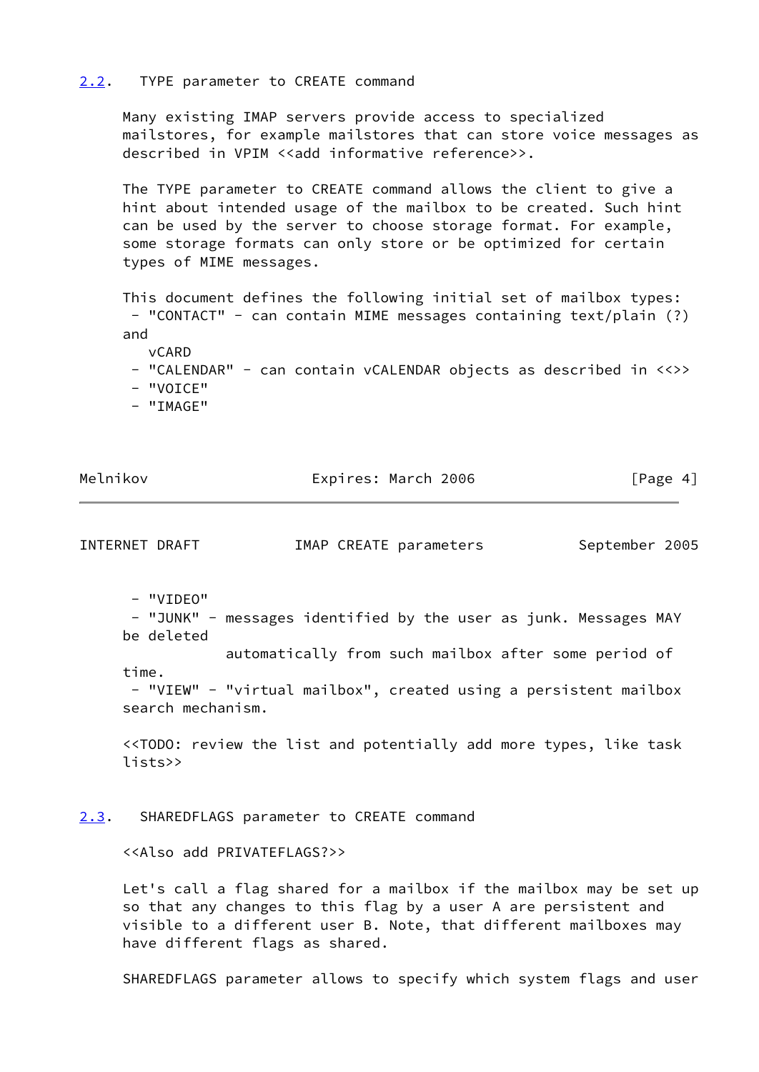## 2.2. TYPE parameter to CREATE command

Many existing IMAP servers provide access to specialized mailstores, for example mailstores that can store voice messages as described in VPIM <<add informative reference>>.

The TYPE parameter to CREATE command allows the client to give a hint about intended usage of the mailbox to be created. Such hint can be used by the server to choose storage format. For example, some storage formats can only store or be optimized for certain types of MIME messages.

This document defines the following initial set of mailbox types:

- "CONTACT" - can contain MIME messages containing text/plain (?) and vCARD
- "CALENDAR" - can contain vCALENDAR objects as described in <<>>
- "VOICE"
- "IMAGE"
- "VIDEO"
- "JUNK" - messages identified by the user as junk. Messages MAY be deleted automatically from such mailbox after some period of time.
- "VIEW" - "virtual mailbox", created using a persistent mailbox search mechanism.

<<TODO: review the list and potentially add more types, like task lists>>

## 2.3. SHAREDFLAGS parameter to CREATE command

<<Also add PRIVATEFLAGS?>>

Let's call a flag shared for a mailbox if the mailbox may be set up so that any changes to this flag by a user A are persistent and visible to a different user B. Note, that different mailboxes may have different flags as shared.

SHAREDFLAGS parameter allows to specify which system flags and user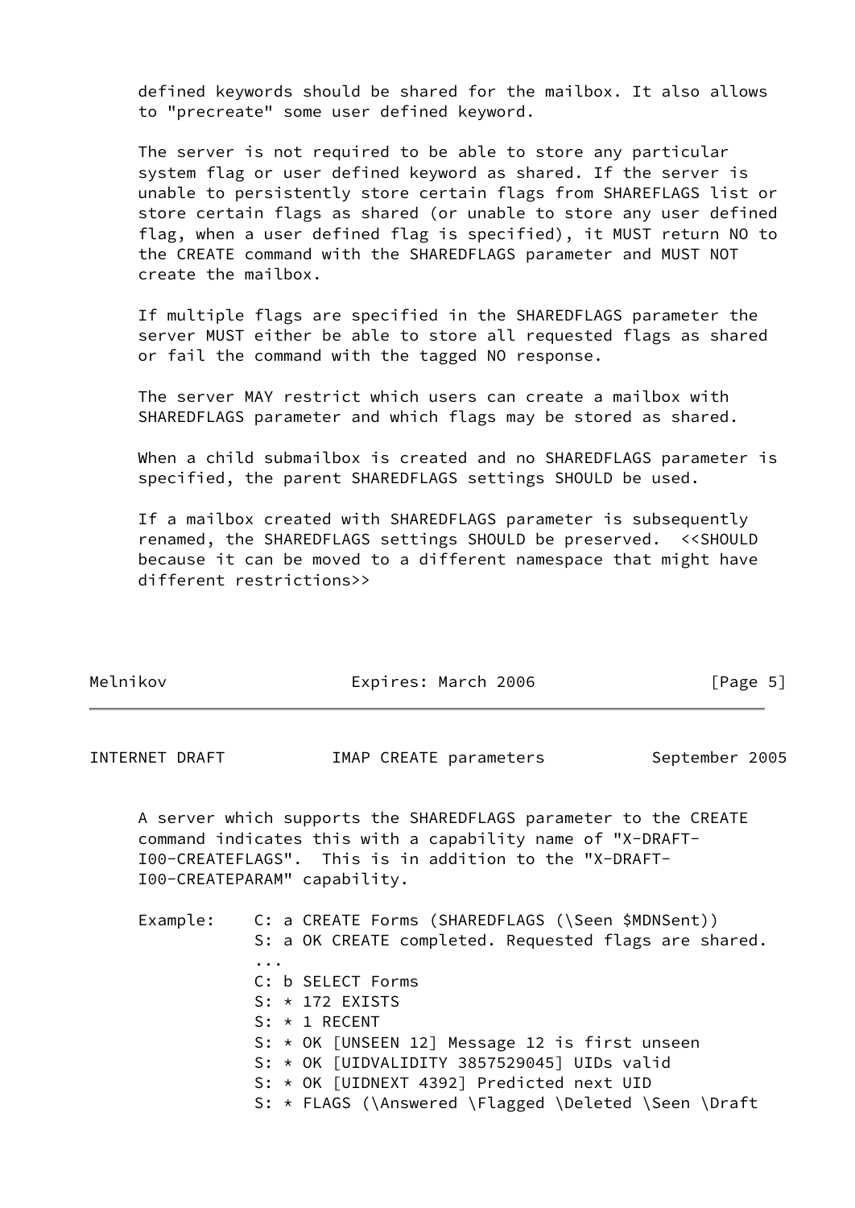defined keywords should be shared for the mailbox. It also allows to "precreate" some user defined keyword.

The server is not required to be able to store any particular system flag or user defined keyword as shared. If the server is unable to persistently store certain flags from SHAREFLAGS list or store certain flags as shared (or unable to store any user defined flag, when a user defined flag is specified), it MUST return NO to the CREATE command with the SHAREDFLAGS parameter and MUST NOT create the mailbox.

If multiple flags are specified in the SHAREDFLAGS parameter the server MUST either be able to store all requested flags as shared or fail the command with the tagged NO response.

The server MAY restrict which users can create a mailbox with SHAREDFLAGS parameter and which flags may be stored as shared.

When a child submailbox is created and no SHAREDFLAGS parameter is specified, the parent SHAREDFLAGS settings SHOULD be used.

If a mailbox created with SHAREDFLAGS parameter is subsequently renamed, the SHAREDFLAGS settings SHOULD be preserved. <<SHOULD because it can be moved to a different namespace that might have different restrictions>>

A server which supports the SHAREDFLAGS parameter to the CREATE command indicates this with a capability name of "X-DRAFT-I00-CREATEFLAGS". This is in addition to the "X-DRAFT-I00-CREATEPARAM" capability.

```
Example:    C: a CREATE Forms (SHAREDFLAGS (\Seen $MDNSent))
            S: a OK CREATE completed. Requested flags are shared.
            ...
            C: b SELECT Forms
            S: * 172 EXISTS
            S: * 1 RECENT
            S: * OK [UNSEEN 12] Message 12 is first unseen
            S: * OK [UIDVALIDITY 3857529045] UIDs valid
            S: * OK [UIDNEXT 4392] Predicted next UID
            S: * FLAGS (\Answered \Flagged \Deleted \Seen \Draft
```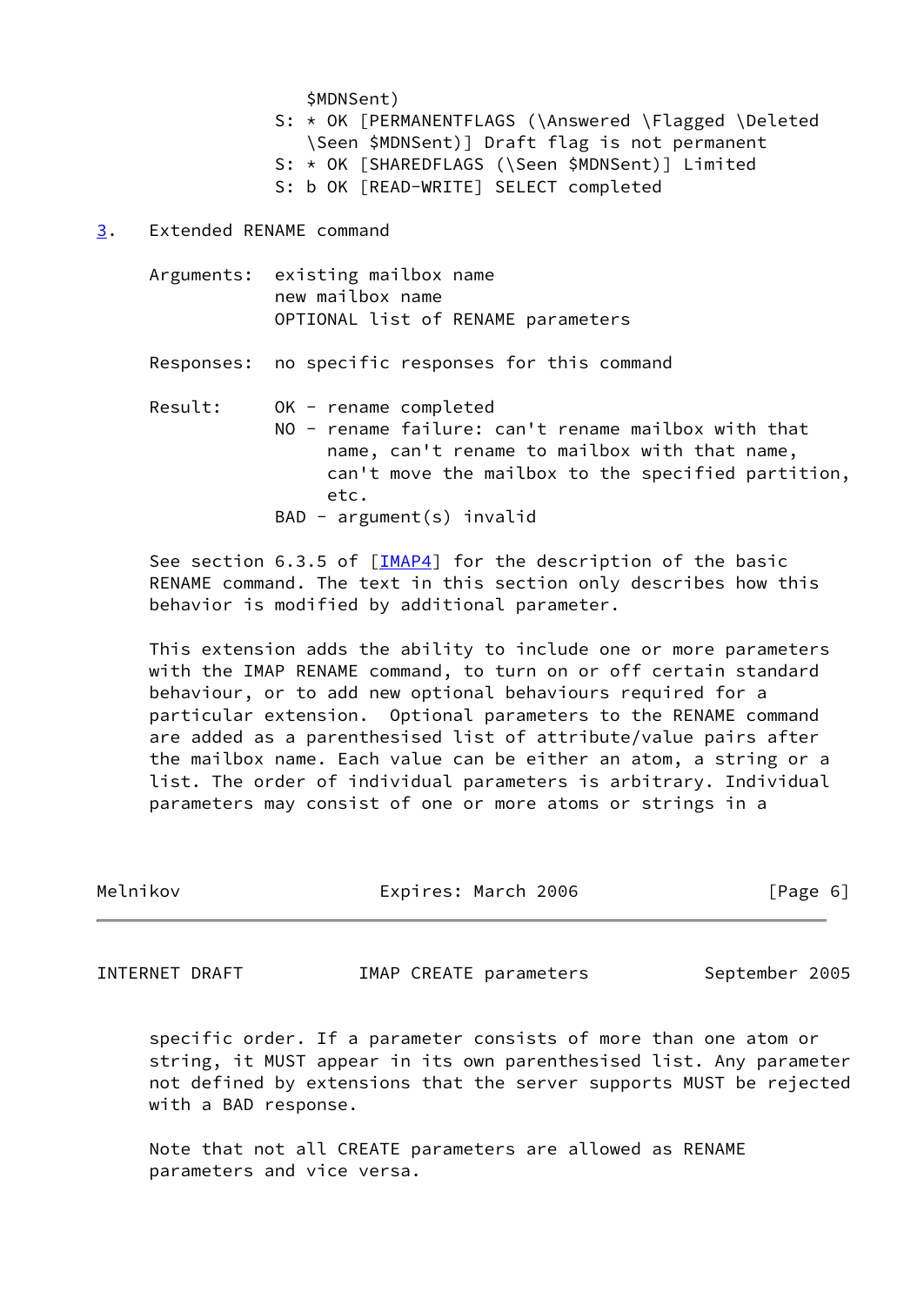```
      $MDNSent)
   S: * OK [PERMANENTFLAGS (\Answered \Flagged \Deleted
      \Seen $MDNSent)] Draft flag is not permanent
   S: * OK [SHAREDFLAGS (\Seen $MDNSent)] Limited
   S: b OK [READ-WRITE] SELECT completed
```

## 3. Extended RENAME command

```
Arguments:  existing mailbox name
            new mailbox name
            OPTIONAL list of RENAME parameters

Responses:  no specific responses for this command

Result:     OK - rename completed
            NO - rename failure: can't rename mailbox with that
                 name, can't rename to mailbox with that name,
                 can't move the mailbox to the specified partition,
                 etc.
            BAD - argument(s) invalid
```

See section 6.3.5 of [IMAP4] for the description of the basic RENAME command. The text in this section only describes how this behavior is modified by additional parameter.

This extension adds the ability to include one or more parameters with the IMAP RENAME command, to turn on or off certain standard behaviour, or to add new optional behaviours required for a particular extension. Optional parameters to the RENAME command are added as a parenthesised list of attribute/value pairs after the mailbox name. Each value can be either an atom, a string or a list. The order of individual parameters is arbitrary. Individual parameters may consist of one or more atoms or strings in a specific order. If a parameter consists of more than one atom or string, it MUST appear in its own parenthesised list. Any parameter not defined by extensions that the server supports MUST be rejected with a BAD response.

Note that not all CREATE parameters are allowed as RENAME parameters and vice versa.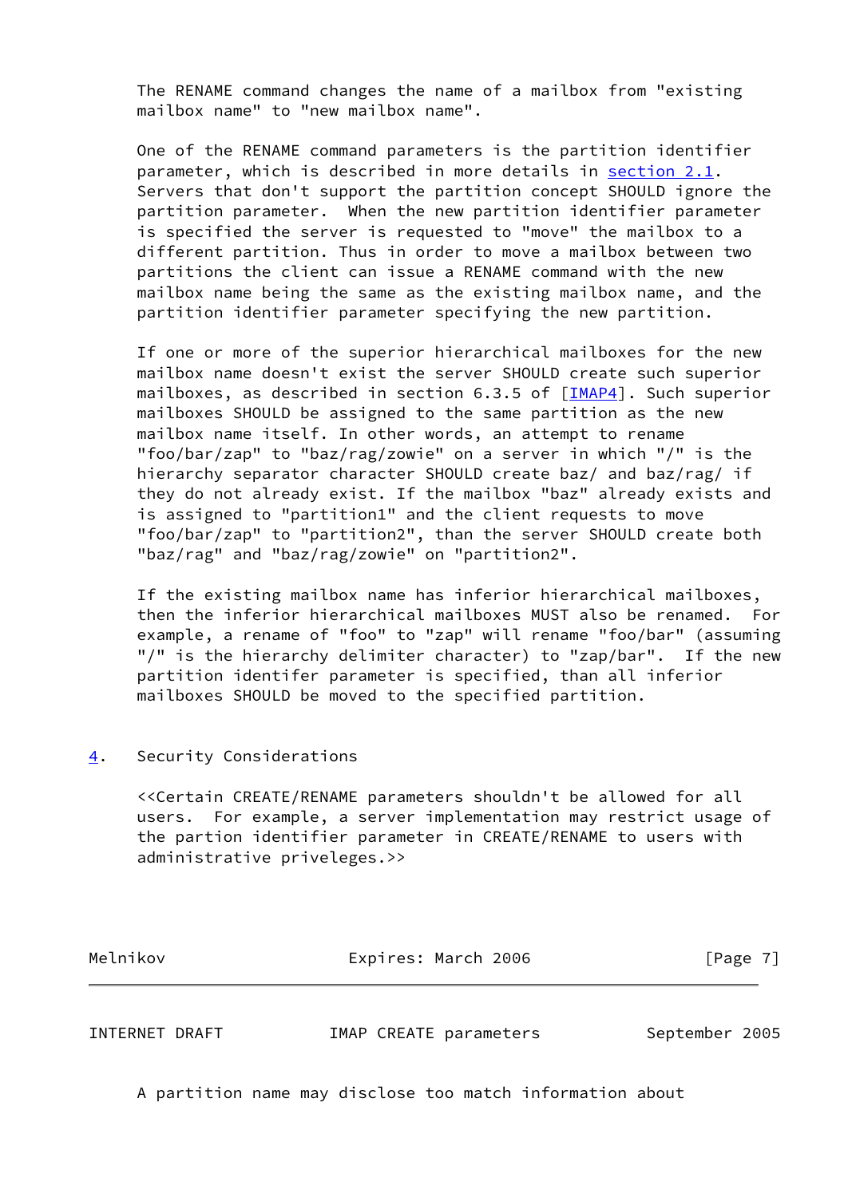The RENAME command changes the name of a mailbox from "existing mailbox name" to "new mailbox name".

One of the RENAME command parameters is the partition identifier parameter, which is described in more details in section 2.1. Servers that don't support the partition concept SHOULD ignore the partition parameter. When the new partition identifier parameter is specified the server is requested to "move" the mailbox to a different partition. Thus in order to move a mailbox between two partitions the client can issue a RENAME command with the new mailbox name being the same as the existing mailbox name, and the partition identifier parameter specifying the new partition.

If one or more of the superior hierarchical mailboxes for the new mailbox name doesn't exist the server SHOULD create such superior mailboxes, as described in section 6.3.5 of [IMAP4]. Such superior mailboxes SHOULD be assigned to the same partition as the new mailbox name itself. In other words, an attempt to rename "foo/bar/zap" to "baz/rag/zowie" on a server in which "/" is the hierarchy separator character SHOULD create baz/ and baz/rag/ if they do not already exist. If the mailbox "baz" already exists and is assigned to "partition1" and the client requests to move "foo/bar/zap" to "partition2", than the server SHOULD create both "baz/rag" and "baz/rag/zowie" on "partition2".

If the existing mailbox name has inferior hierarchical mailboxes, then the inferior hierarchical mailboxes MUST also be renamed. For example, a rename of "foo" to "zap" will rename "foo/bar" (assuming "/" is the hierarchy delimiter character) to "zap/bar". If the new partition identifer parameter is specified, than all inferior mailboxes SHOULD be moved to the specified partition.

## 4. Security Considerations

<<Certain CREATE/RENAME parameters shouldn't be allowed for all users. For example, a server implementation may restrict usage of the partion identifier parameter in CREATE/RENAME to users with administrative priveleges.>>

A partition name may disclose too match information about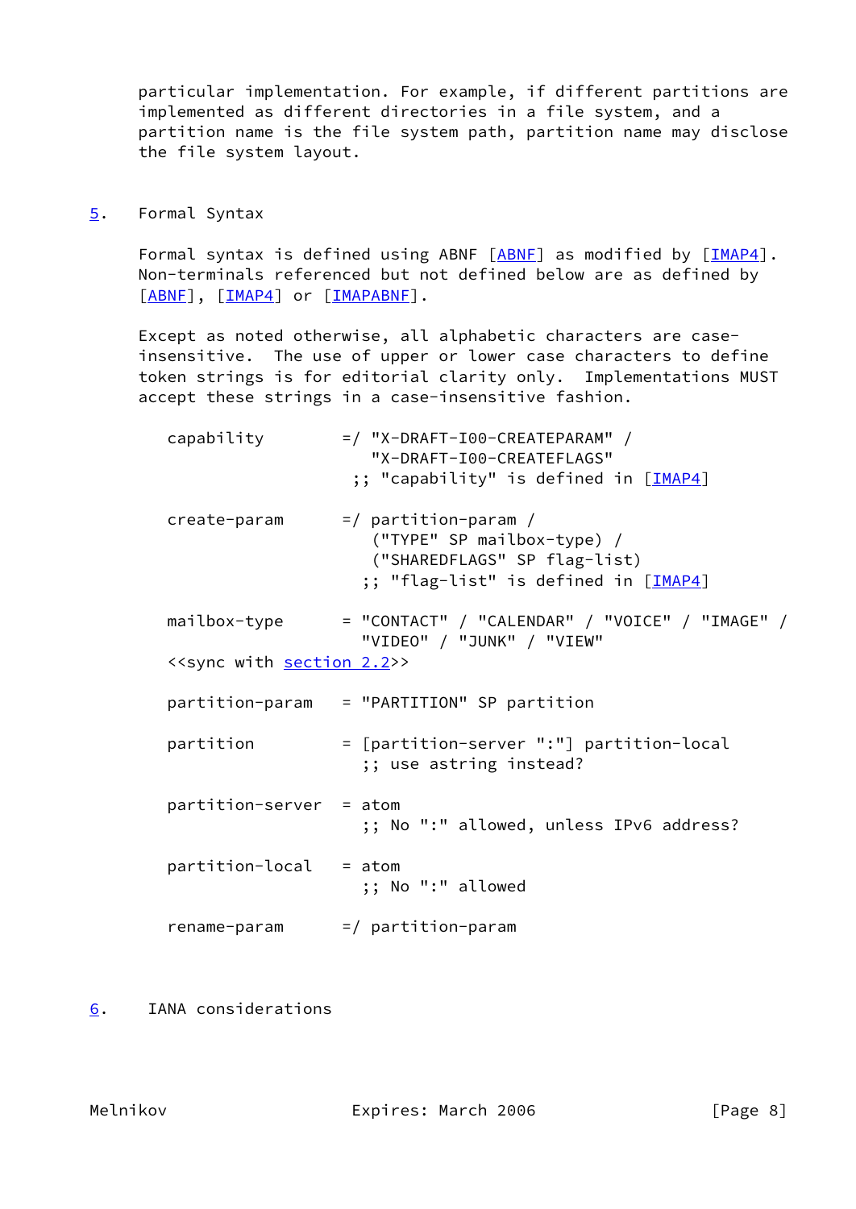particular implementation. For example, if different partitions are implemented as different directories in a file system, and a partition name is the file system path, partition name may disclose the file system layout.

## 5. Formal Syntax

Formal syntax is defined using ABNF [ABNF] as modified by [IMAP4]. Non-terminals referenced but not defined below are as defined by [ABNF], [IMAP4] or [IMAPABNF].

Except as noted otherwise, all alphabetic characters are case-insensitive. The use of upper or lower case characters to define token strings is for editorial clarity only. Implementations MUST accept these strings in a case-insensitive fashion.

```
   capability        =/ "X-DRAFT-I00-CREATEPARAM" /
                        "X-DRAFT-I00-CREATEFLAGS"
                      ;; "capability" is defined in [IMAP4]

   create-param      =/ partition-param /
                        ("TYPE" SP mailbox-type) /
                        ("SHAREDFLAGS" SP flag-list)
                       ;; "flag-list" is defined in [IMAP4]

   mailbox-type      = "CONTACT" / "CALENDAR" / "VOICE" / "IMAGE" /
                       "VIDEO" / "JUNK" / "VIEW"
   <<sync with section 2.2>>

   partition-param   = "PARTITION" SP partition

   partition         = [partition-server ":"] partition-local
                       ;; use astring instead?

   partition-server  = atom
                       ;; No ":" allowed, unless IPv6 address?

   partition-local   = atom
                       ;; No ":" allowed

   rename-param      =/ partition-param
```

## 6. IANA considerations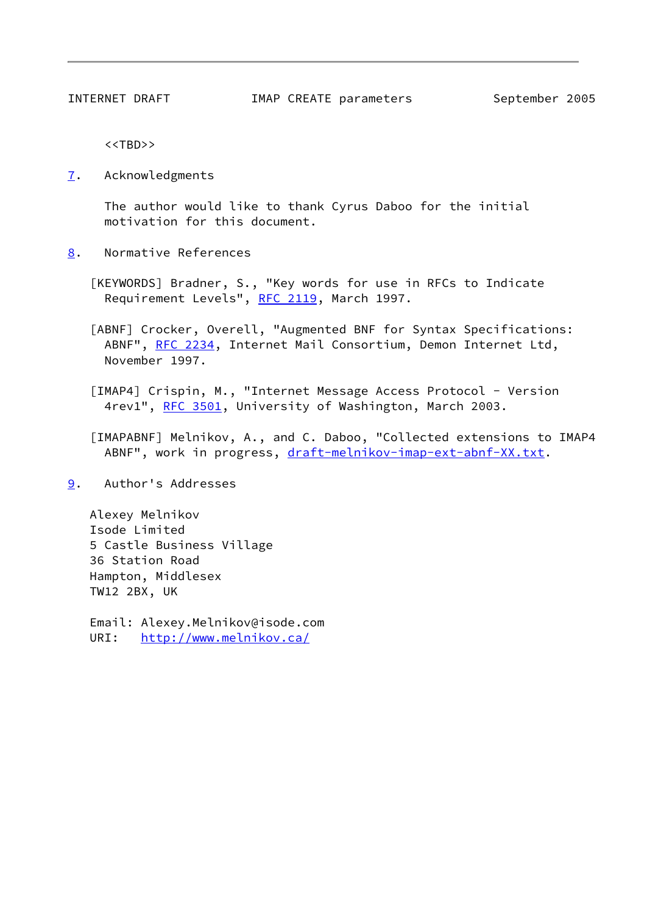<<TBD>>

## 7. Acknowledgments

The author would like to thank Cyrus Daboo for the initial motivation for this document.

## 8. Normative References

[KEYWORDS] Bradner, S., "Key words for use in RFCs to Indicate Requirement Levels", RFC 2119, March 1997.

[ABNF] Crocker, Overell, "Augmented BNF for Syntax Specifications: ABNF", RFC 2234, Internet Mail Consortium, Demon Internet Ltd, November 1997.

[IMAP4] Crispin, M., "Internet Message Access Protocol - Version 4rev1", RFC 3501, University of Washington, March 2003.

[IMAPABNF] Melnikov, A., and C. Daboo, "Collected extensions to IMAP4 ABNF", work in progress, draft-melnikov-imap-ext-abnf-XX.txt.

## 9. Author's Addresses

Alexey Melnikov
Isode Limited
5 Castle Business Village
36 Station Road
Hampton, Middlesex
TW12 2BX, UK

Email: Alexey.Melnikov@isode.com
URI: http://www.melnikov.ca/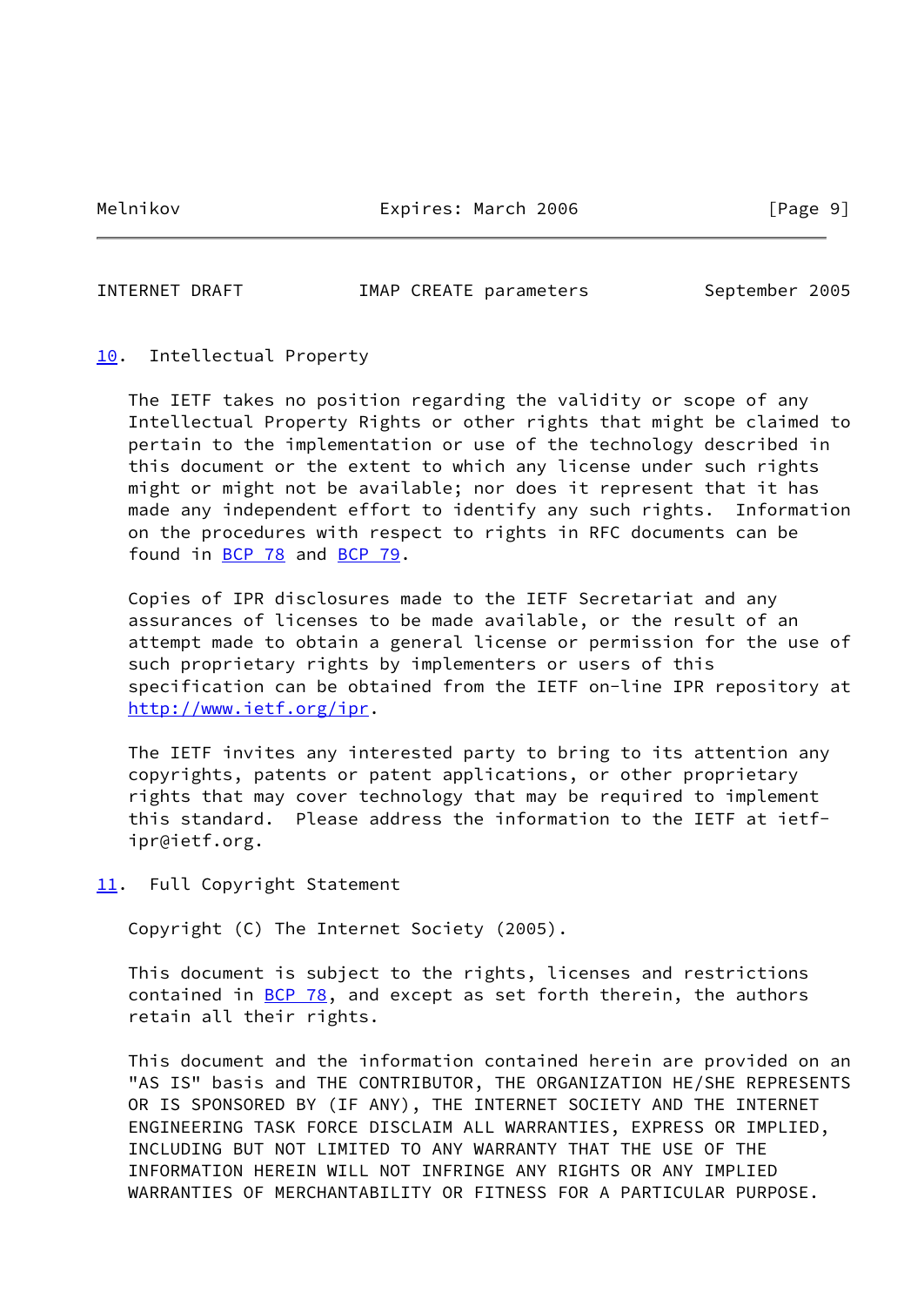## 10. Intellectual Property

The IETF takes no position regarding the validity or scope of any Intellectual Property Rights or other rights that might be claimed to pertain to the implementation or use of the technology described in this document or the extent to which any license under such rights might or might not be available; nor does it represent that it has made any independent effort to identify any such rights. Information on the procedures with respect to rights in RFC documents can be found in BCP 78 and BCP 79.

Copies of IPR disclosures made to the IETF Secretariat and any assurances of licenses to be made available, or the result of an attempt made to obtain a general license or permission for the use of such proprietary rights by implementers or users of this specification can be obtained from the IETF on-line IPR repository at http://www.ietf.org/ipr.

The IETF invites any interested party to bring to its attention any copyrights, patents or patent applications, or other proprietary rights that may cover technology that may be required to implement this standard. Please address the information to the IETF at ietf-ipr@ietf.org.

## 11. Full Copyright Statement

Copyright (C) The Internet Society (2005).

This document is subject to the rights, licenses and restrictions contained in BCP 78, and except as set forth therein, the authors retain all their rights.

This document and the information contained herein are provided on an "AS IS" basis and THE CONTRIBUTOR, THE ORGANIZATION HE/SHE REPRESENTS OR IS SPONSORED BY (IF ANY), THE INTERNET SOCIETY AND THE INTERNET ENGINEERING TASK FORCE DISCLAIM ALL WARRANTIES, EXPRESS OR IMPLIED, INCLUDING BUT NOT LIMITED TO ANY WARRANTY THAT THE USE OF THE INFORMATION HEREIN WILL NOT INFRINGE ANY RIGHTS OR ANY IMPLIED WARRANTIES OF MERCHANTABILITY OR FITNESS FOR A PARTICULAR PURPOSE.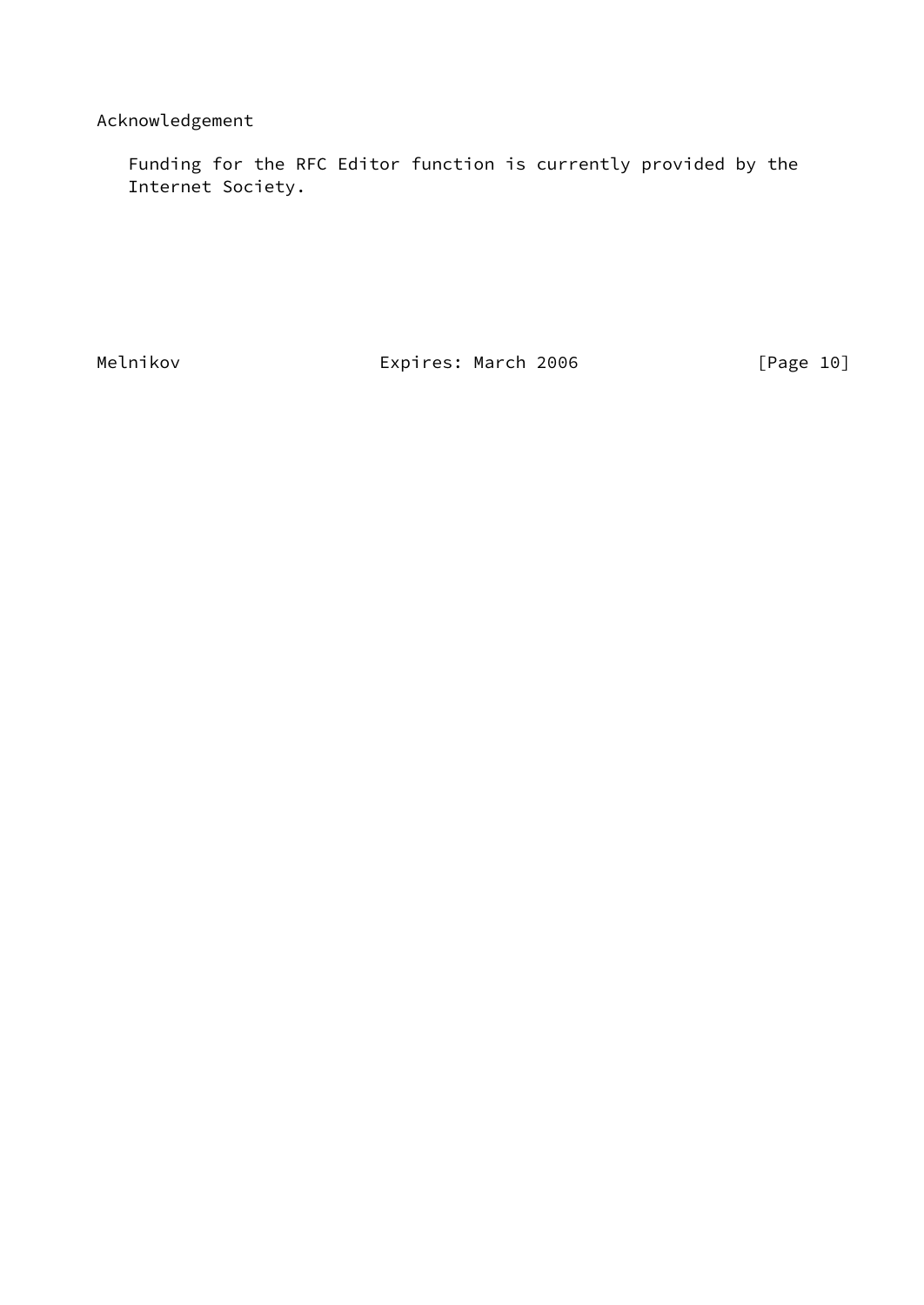## Acknowledgement

Funding for the RFC Editor function is currently provided by the Internet Society.